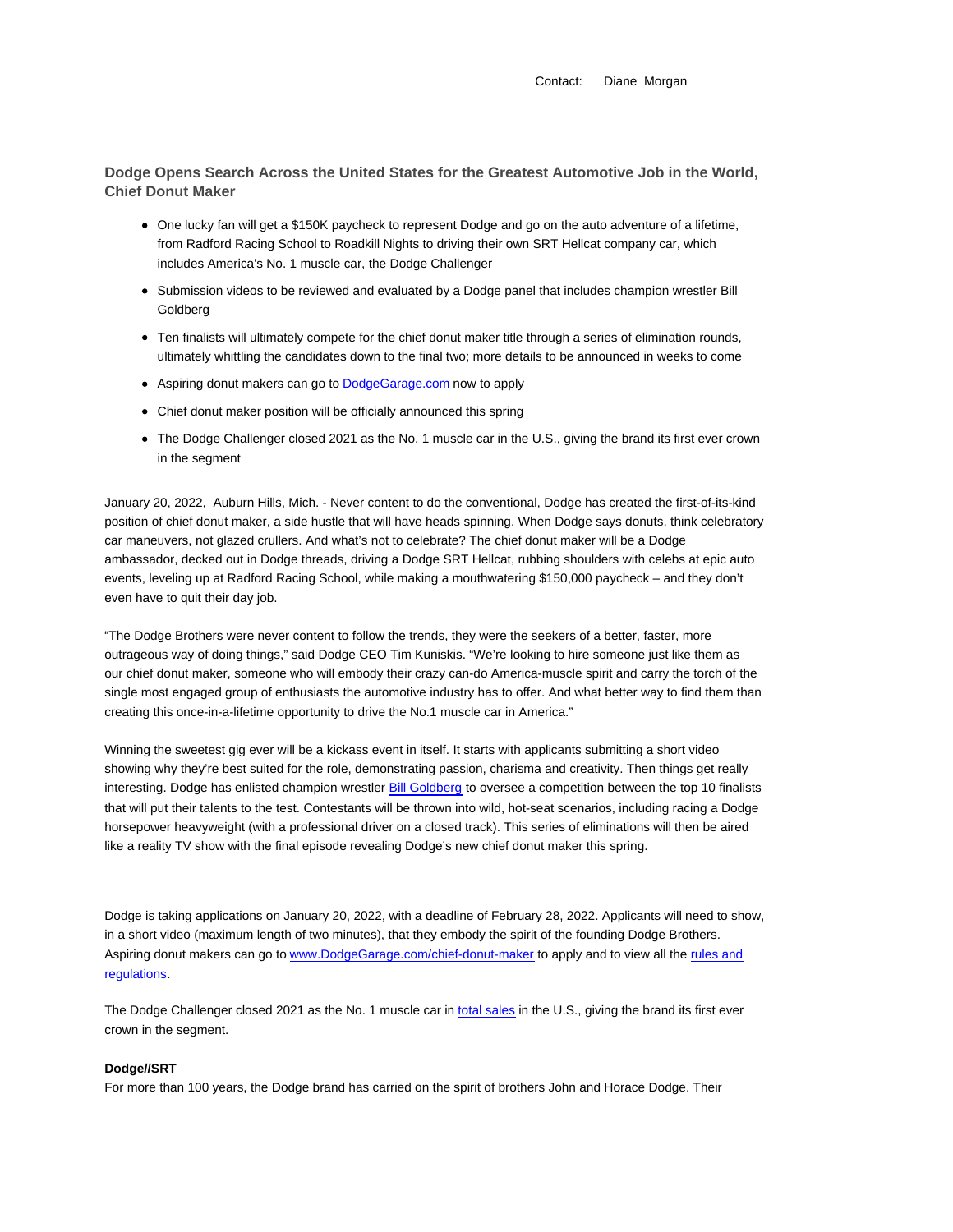Contact: Diane Morgan

## Dodge Opens Search Across the United States for the Greatest Automotive Job in the World, Chief Donut Maker

- One lucky fan will get a $150K paycheck to represent Dodge and go on the auto adventure of a lifetime, from Radford Racing School to Roadkill Nights to driving their own SRT Hellcat company car, which includes America's No. 1 muscle car, the Dodge Challenger
- Submission videos to be reviewed and evaluated by a Dodge panel that includes champion wrestler Bill Goldberg
- Ten finalists will ultimately compete for the chief donut maker title through a series of elimination rounds, ultimately whittling the candidates down to the final two; more details to be announced in weeks to come
- Aspiring donut makers can go to DodgeGarage.com now to apply
- Chief donut maker position will be officially announced this spring
- The Dodge Challenger closed 2021 as the No. 1 muscle car in the U.S., giving the brand its first ever crown in the segment

January 20, 2022, Auburn Hills, Mich. - Never content to do the conventional, Dodge has created the first-of-its-kind position of chief donut maker, a side hustle that will have heads spinning. When Dodge says donuts, think celebratory car maneuvers, not glazed crullers. And what's not to celebrate? The chief donut maker will be a Dodge ambassador, decked out in Dodge threads, driving a Dodge SRT Hellcat, rubbing shoulders with celebs at epic auto events, leveling up at Radford Racing School, while making a mouthwatering $150,000 paycheck – and they don't even have to quit their day job.

"The Dodge Brothers were never content to follow the trends, they were the seekers of a better, faster, more outrageous way of doing things," said Dodge CEO Tim Kuniskis. "We're looking to hire someone just like them as our chief donut maker, someone who will embody their crazy can-do America-muscle spirit and carry the torch of the single most engaged group of enthusiasts the automotive industry has to offer. And what better way to find them than creating this once-in-a-lifetime opportunity to drive the No.1 muscle car in America."

Winning the sweetest gig ever will be a kickass event in itself. It starts with applicants submitting a short video showing why they're best suited for the role, demonstrating passion, charisma and creativity. Then things get really interesting. Dodge has enlisted champion wrestler Bill Goldberg to oversee a competition between the top 10 finalists that will put their talents to the test. Contestants will be thrown into wild, hot-seat scenarios, including racing a Dodge horsepower heavyweight (with a professional driver on a closed track). This series of eliminations will then be aired like a reality TV show with the final episode revealing Dodge's new chief donut maker this spring.

Dodge is taking applications on January 20, 2022, with a deadline of February 28, 2022. Applicants will need to show, in a short video (maximum length of two minutes), that they embody the spirit of the founding Dodge Brothers. Aspiring donut makers can go to www.DodgeGarage.com/chief-donut-maker to apply and to view all the rules and regulations.

The Dodge Challenger closed 2021 as the No. 1 muscle car in total sales in the U.S., giving the brand its first ever crown in the segment.

**Dodge//SRT**

For more than 100 years, the Dodge brand has carried on the spirit of brothers John and Horace Dodge. Their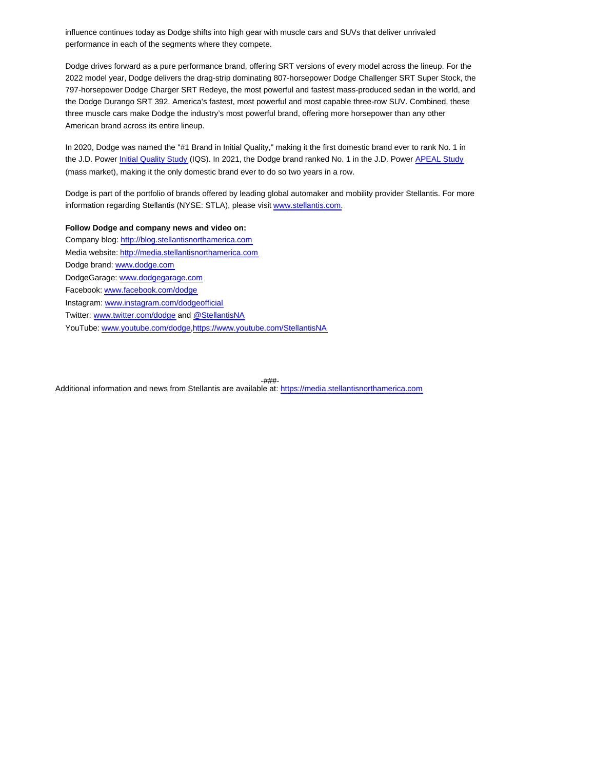influence continues today as Dodge shifts into high gear with muscle cars and SUVs that deliver unrivaled performance in each of the segments where they compete.

Dodge drives forward as a pure performance brand, offering SRT versions of every model across the lineup. For the 2022 model year, Dodge delivers the drag-strip dominating 807-horsepower Dodge Challenger SRT Super Stock, the 797-horsepower Dodge Charger SRT Redeye, the most powerful and fastest mass-produced sedan in the world, and the Dodge Durango SRT 392, America's fastest, most powerful and most capable three-row SUV. Combined, these three muscle cars make Dodge the industry's most powerful brand, offering more horsepower than any other American brand across its entire lineup.

In 2020, Dodge was named the "#1 Brand in Initial Quality," making it the first domestic brand ever to rank No. 1 in the J.D. Power Initial Quality Study (IQS). In 2021, the Dodge brand ranked No. 1 in the J.D. Power APEAL Study (mass market), making it the only domestic brand ever to do so two years in a row.

Dodge is part of the portfolio of brands offered by leading global automaker and mobility provider Stellantis. For more information regarding Stellantis (NYSE: STLA), please visit www.stellantis.com.

**Follow Dodge and company news and video on:**

Company blog: http://blog.stellantisnorthamerica.com
Media website: http://media.stellantisnorthamerica.com
Dodge brand: www.dodge.com
DodgeGarage: www.dodgegarage.com
Facebook: www.facebook.com/dodge
Instagram: www.instagram.com/dodgeofficial
Twitter: www.twitter.com/dodge and @StellantisNA
YouTube: www.youtube.com/dodge,https://www.youtube.com/StellantisNA

-###-

Additional information and news from Stellantis are available at: https://media.stellantisnorthamerica.com